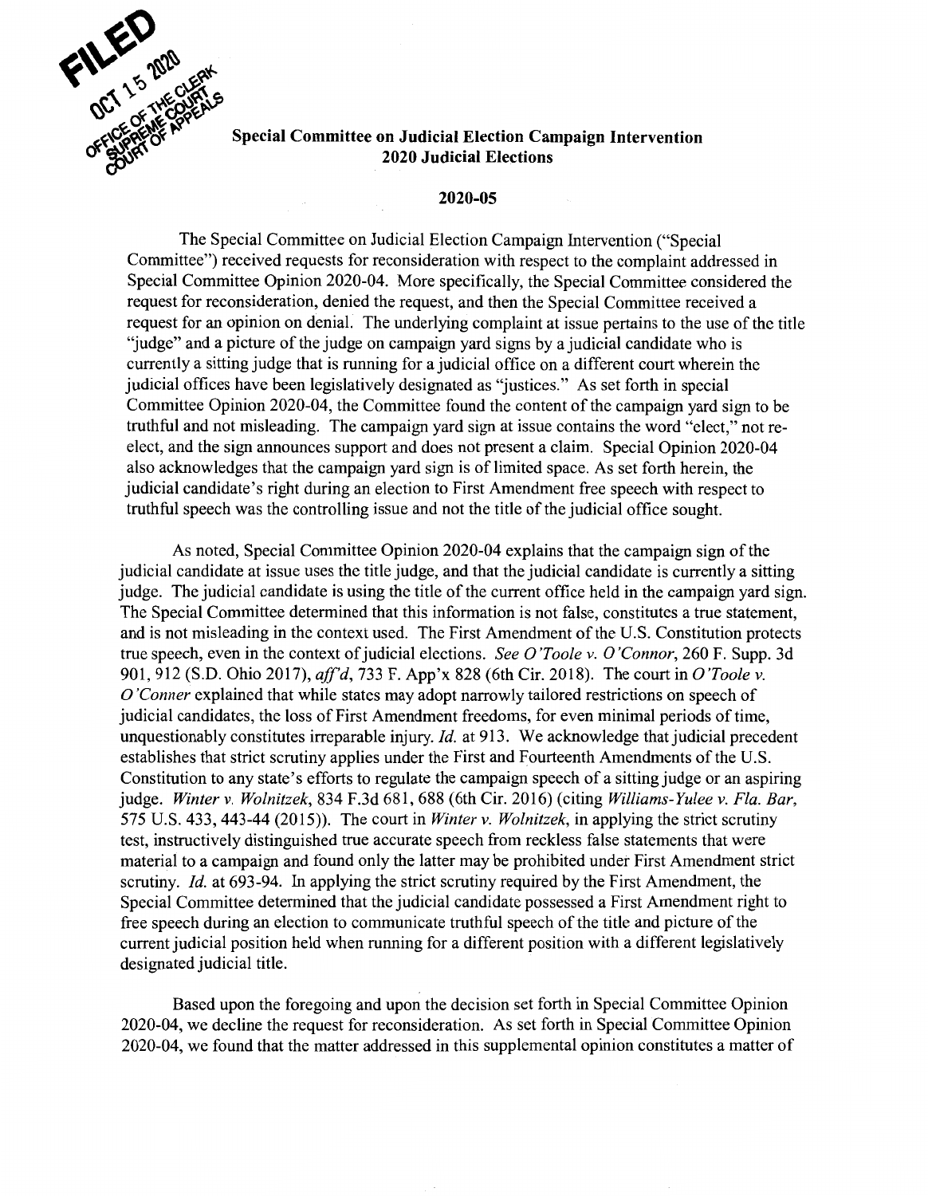FILED
OCT 15 2020
OFFICE OF THE CLERK
SUPREME COURT
COURT OF APPEALS

**Special Committee on Judicial Election Campaign Intervention**
**2020 Judicial Elections**

**2020-05**

The Special Committee on Judicial Election Campaign Intervention ("Special Committee") received requests for reconsideration with respect to the complaint addressed in Special Committee Opinion 2020-04. More specifically, the Special Committee considered the request for reconsideration, denied the request, and then the Special Committee received a request for an opinion on denial. The underlying complaint at issue pertains to the use of the title "judge" and a picture of the judge on campaign yard signs by a judicial candidate who is currently a sitting judge that is running for a judicial office on a different court wherein the judicial offices have been legislatively designated as "justices." As set forth in special Committee Opinion 2020-04, the Committee found the content of the campaign yard sign to be truthful and not misleading. The campaign yard sign at issue contains the word "elect," not re-elect, and the sign announces support and does not present a claim. Special Opinion 2020-04 also acknowledges that the campaign yard sign is of limited space. As set forth herein, the judicial candidate's right during an election to First Amendment free speech with respect to truthful speech was the controlling issue and not the title of the judicial office sought.

As noted, Special Committee Opinion 2020-04 explains that the campaign sign of the judicial candidate at issue uses the title judge, and that the judicial candidate is currently a sitting judge. The judicial candidate is using the title of the current office held in the campaign yard sign. The Special Committee determined that this information is not false, constitutes a true statement, and is not misleading in the context used. The First Amendment of the U.S. Constitution protects true speech, even in the context of judicial elections. *See O'Toole v. O'Connor*, 260 F. Supp. 3d 901, 912 (S.D. Ohio 2017), *aff'd*, 733 F. App'x 828 (6th Cir. 2018). The court in *O'Toole v. O'Conner* explained that while states may adopt narrowly tailored restrictions on speech of judicial candidates, the loss of First Amendment freedoms, for even minimal periods of time, unquestionably constitutes irreparable injury. *Id.* at 913. We acknowledge that judicial precedent establishes that strict scrutiny applies under the First and Fourteenth Amendments of the U.S. Constitution to any state's efforts to regulate the campaign speech of a sitting judge or an aspiring judge. *Winter v. Wolnitzek*, 834 F.3d 681, 688 (6th Cir. 2016) (citing *Williams-Yulee v. Fla. Bar*, 575 U.S. 433, 443-44 (2015)). The court in *Winter v. Wolnitzek*, in applying the strict scrutiny test, instructively distinguished true accurate speech from reckless false statements that were material to a campaign and found only the latter may be prohibited under First Amendment strict scrutiny. *Id.* at 693-94. In applying the strict scrutiny required by the First Amendment, the Special Committee determined that the judicial candidate possessed a First Amendment right to free speech during an election to communicate truthful speech of the title and picture of the current judicial position held when running for a different position with a different legislatively designated judicial title.

Based upon the foregoing and upon the decision set forth in Special Committee Opinion 2020-04, we decline the request for reconsideration. As set forth in Special Committee Opinion 2020-04, we found that the matter addressed in this supplemental opinion constitutes a matter of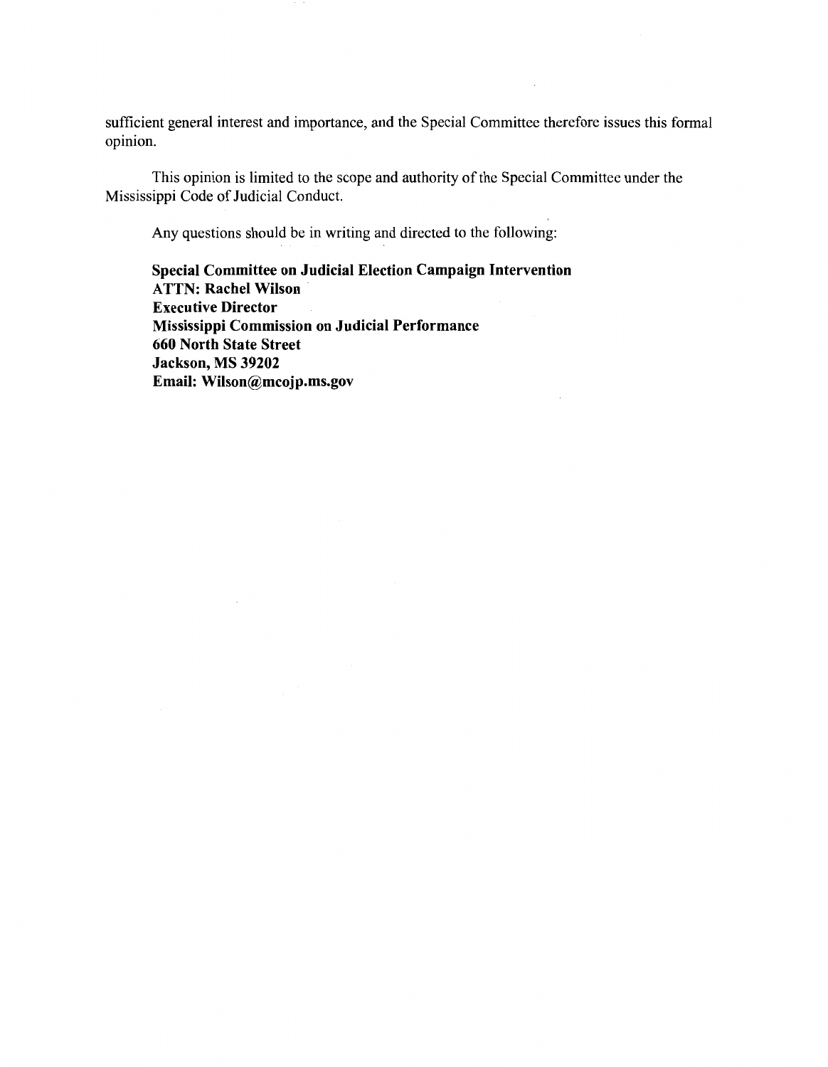sufficient general interest and importance, and the Special Committee therefore issues this formal opinion.

This opinion is limited to the scope and authority of the Special Committee under the Mississippi Code of Judicial Conduct.

Any questions should be in writing and directed to the following:

**Special Committee on Judicial Election Campaign Intervention**
**ATTN: Rachel Wilson**
**Executive Director**
**Mississippi Commission on Judicial Performance**
**660 North State Street**
**Jackson, MS 39202**
**Email: Wilson@mcojp.ms.gov**